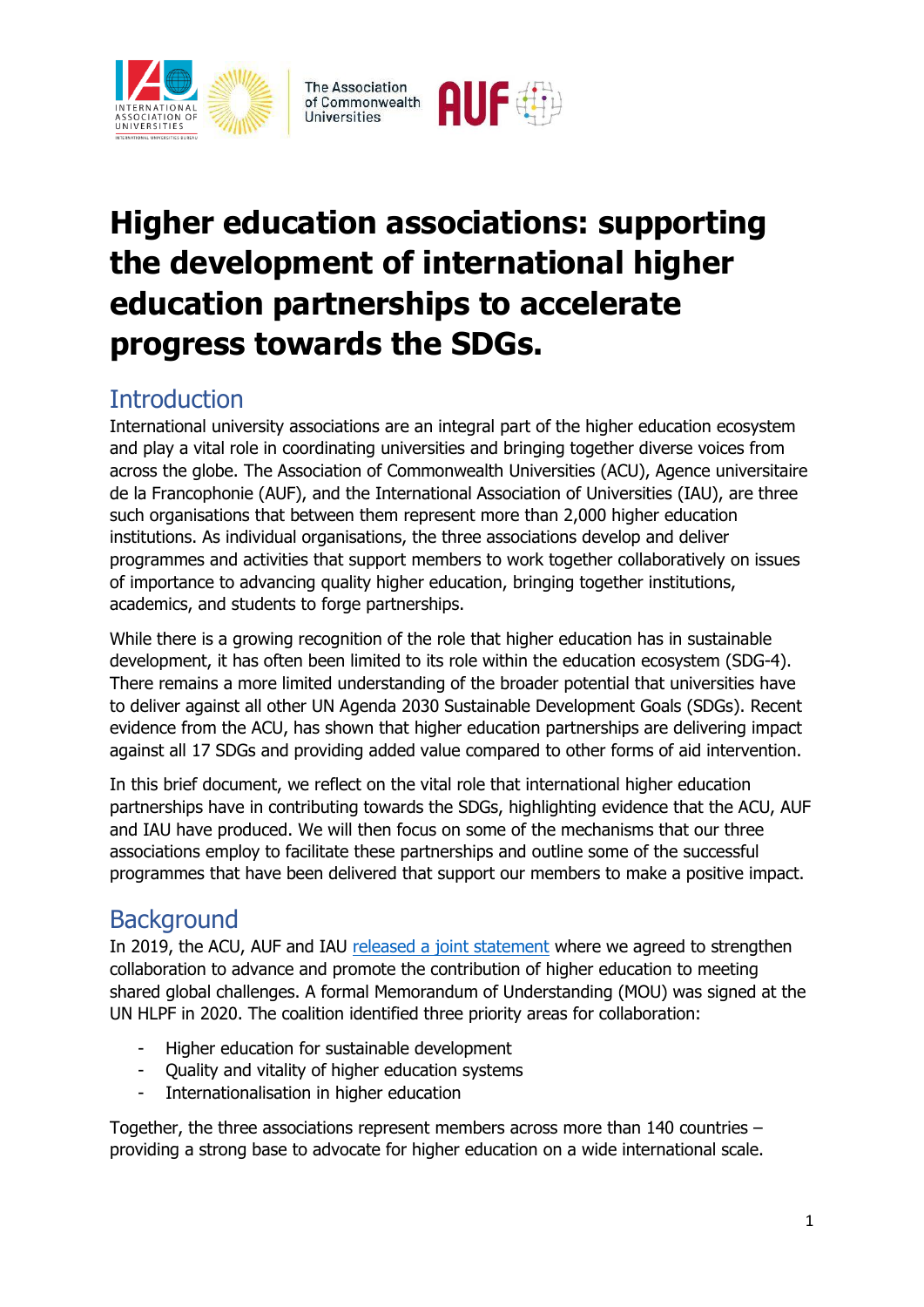# Higher education associations: supporting the development of international higher education partnerships to accelerate progress towards the SDGs.

## Introduction

International university associations are an integral part of the higher education ecosystem and play a vital role in coordinating universities and bringing together diverse voices from across the globe. The Association of Commonwealth Universities (ACU), Agence universitaire de la Francophonie (AUF), and the International Association of Universities (IAU), are three such organisations that between them represent more than 2,000 higher education institutions. As individual organisations, the three associations develop and deliver programmes and activities that support members to work together collaboratively on issues of importance to advancing quality higher education, bringing together institutions, academics, and students to forge partnerships.

While there is a growing recognition of the role that higher education has in sustainable development, it has often been limited to its role within the education ecosystem (SDG-4). There remains a more limited understanding of the broader potential that universities have to deliver against all other UN Agenda 2030 Sustainable Development Goals (SDGs). Recent evidence from the ACU, has shown that higher education partnerships are delivering impact against all 17 SDGs and providing added value compared to other forms of aid intervention.

In this brief document, we reflect on the vital role that international higher education partnerships have in contributing towards the SDGs, highlighting evidence that the ACU, AUF and IAU have produced. We will then focus on some of the mechanisms that our three associations employ to facilitate these partnerships and outline some of the successful programmes that have been delivered that support our members to make a positive impact.

## Background

In 2019, the ACU, AUF and IAU released a joint statement where we agreed to strengthen collaboration to advance and promote the contribution of higher education to meeting shared global challenges. A formal Memorandum of Understanding (MOU) was signed at the UN HLPF in 2020. The coalition identified three priority areas for collaboration:

- Higher education for sustainable development
- Quality and vitality of higher education systems
- Internationalisation in higher education

Together, the three associations represent members across more than 140 countries – providing a strong base to advocate for higher education on a wide international scale.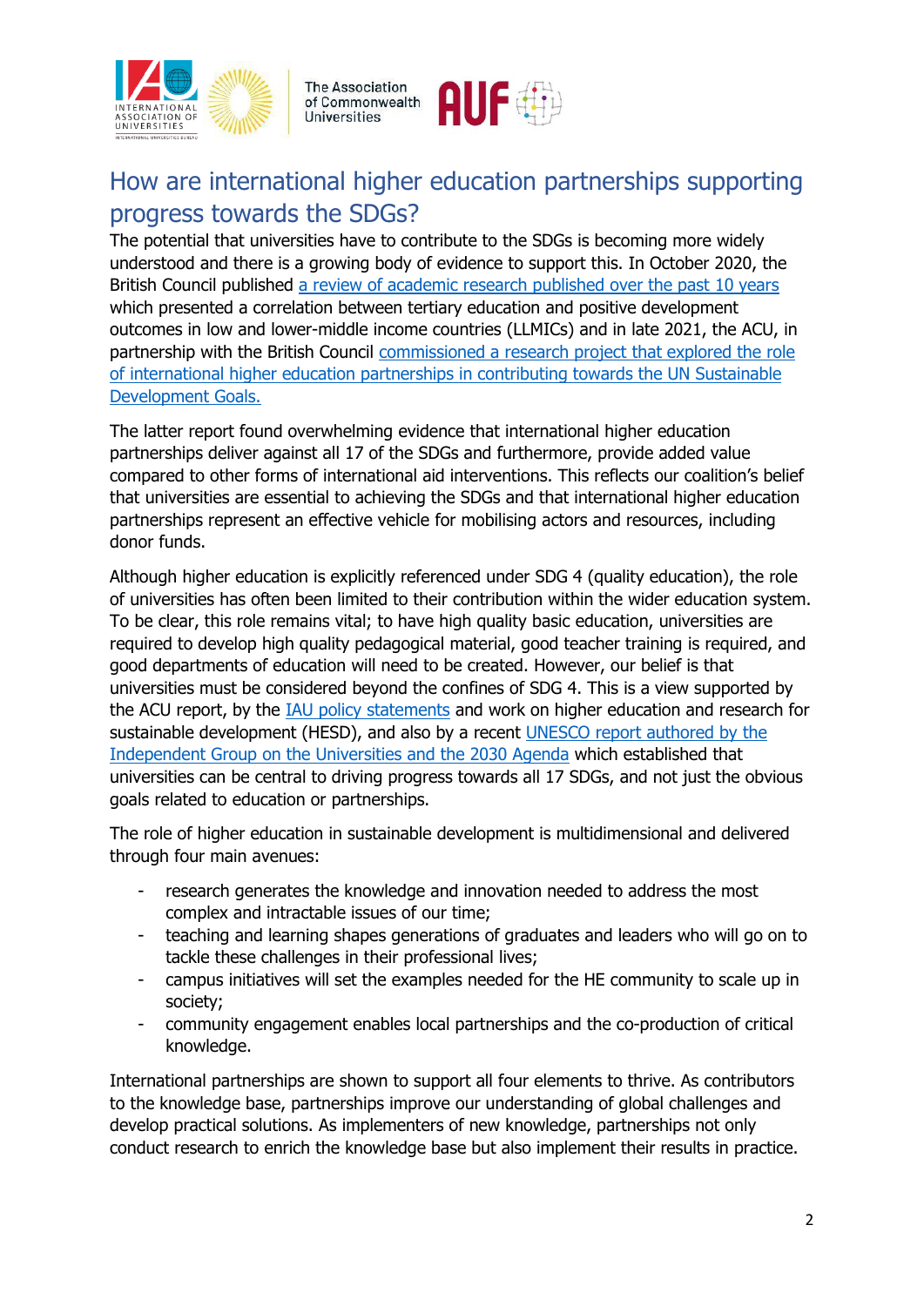## How are international higher education partnerships supporting progress towards the SDGs?

The potential that universities have to contribute to the SDGs is becoming more widely understood and there is a growing body of evidence to support this. In October 2020, the British Council published [a review of academic research published over the past 10 years](#) which presented a correlation between tertiary education and positive development outcomes in low and lower-middle income countries (LLMICs) and in late 2021, the ACU, in partnership with the British Council [commissioned a research project that explored the role of international higher education partnerships in contributing towards the UN Sustainable Development Goals.](#)

The latter report found overwhelming evidence that international higher education partnerships deliver against all 17 of the SDGs and furthermore, provide added value compared to other forms of international aid interventions. This reflects our coalition's belief that universities are essential to achieving the SDGs and that international higher education partnerships represent an effective vehicle for mobilising actors and resources, including donor funds.

Although higher education is explicitly referenced under SDG 4 (quality education), the role of universities has often been limited to their contribution within the wider education system. To be clear, this role remains vital; to have high quality basic education, universities are required to develop high quality pedagogical material, good teacher training is required, and good departments of education will need to be created. However, our belief is that universities must be considered beyond the confines of SDG 4. This is a view supported by the ACU report, by the [IAU policy statements](#) and work on higher education and research for sustainable development (HESD), and also by a recent [UNESCO report authored by the Independent Group on the Universities and the 2030 Agenda](#) which established that universities can be central to driving progress towards all 17 SDGs, and not just the obvious goals related to education or partnerships.

The role of higher education in sustainable development is multidimensional and delivered through four main avenues:

- research generates the knowledge and innovation needed to address the most complex and intractable issues of our time;
- teaching and learning shapes generations of graduates and leaders who will go on to tackle these challenges in their professional lives;
- campus initiatives will set the examples needed for the HE community to scale up in society;
- community engagement enables local partnerships and the co-production of critical knowledge.

International partnerships are shown to support all four elements to thrive. As contributors to the knowledge base, partnerships improve our understanding of global challenges and develop practical solutions. As implementers of new knowledge, partnerships not only conduct research to enrich the knowledge base but also implement their results in practice.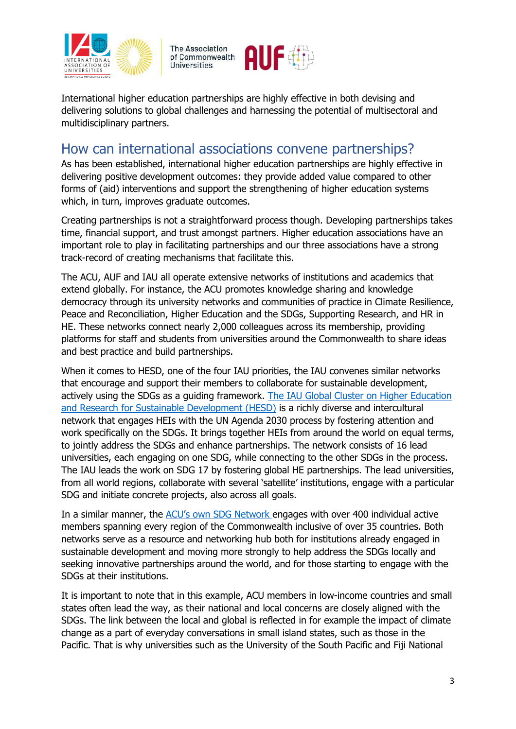International higher education partnerships are highly effective in both devising and delivering solutions to global challenges and harnessing the potential of multisectoral and multidisciplinary partners.

## How can international associations convene partnerships?

As has been established, international higher education partnerships are highly effective in delivering positive development outcomes: they provide added value compared to other forms of (aid) interventions and support the strengthening of higher education systems which, in turn, improves graduate outcomes.

Creating partnerships is not a straightforward process though. Developing partnerships takes time, financial support, and trust amongst partners. Higher education associations have an important role to play in facilitating partnerships and our three associations have a strong track-record of creating mechanisms that facilitate this.

The ACU, AUF and IAU all operate extensive networks of institutions and academics that extend globally. For instance, the ACU promotes knowledge sharing and knowledge democracy through its university networks and communities of practice in Climate Resilience, Peace and Reconciliation, Higher Education and the SDGs, Supporting Research, and HR in HE. These networks connect nearly 2,000 colleagues across its membership, providing platforms for staff and students from universities around the Commonwealth to share ideas and best practice and build partnerships.

When it comes to HESD, one of the four IAU priorities, the IAU convenes similar networks that encourage and support their members to collaborate for sustainable development, actively using the SDGs as a guiding framework. The IAU Global Cluster on Higher Education and Research for Sustainable Development (HESD) is a richly diverse and intercultural network that engages HEIs with the UN Agenda 2030 process by fostering attention and work specifically on the SDGs. It brings together HEIs from around the world on equal terms, to jointly address the SDGs and enhance partnerships. The network consists of 16 lead universities, each engaging on one SDG, while connecting to the other SDGs in the process. The IAU leads the work on SDG 17 by fostering global HE partnerships. The lead universities, from all world regions, collaborate with several 'satellite' institutions, engage with a particular SDG and initiate concrete projects, also across all goals.

In a similar manner, the ACU's own SDG Network engages with over 400 individual active members spanning every region of the Commonwealth inclusive of over 35 countries. Both networks serve as a resource and networking hub both for institutions already engaged in sustainable development and moving more strongly to help address the SDGs locally and seeking innovative partnerships around the world, and for those starting to engage with the SDGs at their institutions.

It is important to note that in this example, ACU members in low-income countries and small states often lead the way, as their national and local concerns are closely aligned with the SDGs. The link between the local and global is reflected in for example the impact of climate change as a part of everyday conversations in small island states, such as those in the Pacific. That is why universities such as the University of the South Pacific and Fiji National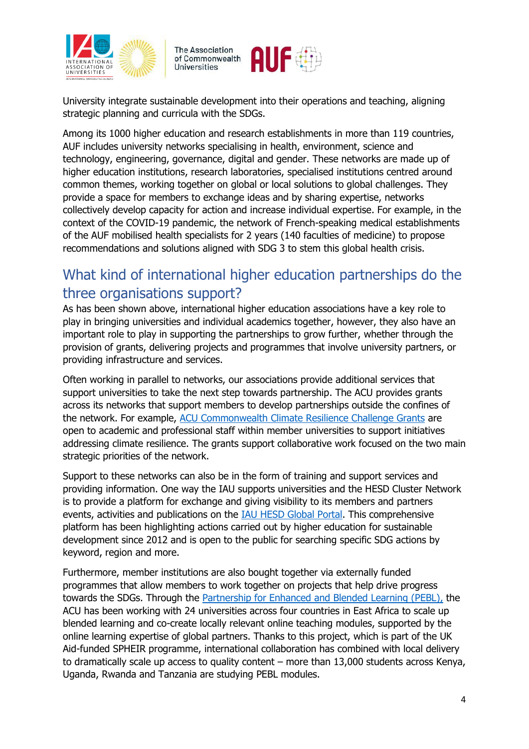University integrate sustainable development into their operations and teaching, aligning strategic planning and curricula with the SDGs.

Among its 1000 higher education and research establishments in more than 119 countries, AUF includes university networks specialising in health, environment, science and technology, engineering, governance, digital and gender. These networks are made up of higher education institutions, research laboratories, specialised institutions centred around common themes, working together on global or local solutions to global challenges. They provide a space for members to exchange ideas and by sharing expertise, networks collectively develop capacity for action and increase individual expertise. For example, in the context of the COVID-19 pandemic, the network of French-speaking medical establishments of the AUF mobilised health specialists for 2 years (140 faculties of medicine) to propose recommendations and solutions aligned with SDG 3 to stem this global health crisis.

## What kind of international higher education partnerships do the three organisations support?

As has been shown above, international higher education associations have a key role to play in bringing universities and individual academics together, however, they also have an important role to play in supporting the partnerships to grow further, whether through the provision of grants, delivering projects and programmes that involve university partners, or providing infrastructure and services.

Often working in parallel to networks, our associations provide additional services that support universities to take the next step towards partnership. The ACU provides grants across its networks that support members to develop partnerships outside the confines of the network. For example, ACU Commonwealth Climate Resilience Challenge Grants are open to academic and professional staff within member universities to support initiatives addressing climate resilience. The grants support collaborative work focused on the two main strategic priorities of the network.

Support to these networks can also be in the form of training and support services and providing information. One way the IAU supports universities and the HESD Cluster Network is to provide a platform for exchange and giving visibility to its members and partners events, activities and publications on the IAU HESD Global Portal. This comprehensive platform has been highlighting actions carried out by higher education for sustainable development since 2012 and is open to the public for searching specific SDG actions by keyword, region and more.

Furthermore, member institutions are also bought together via externally funded programmes that allow members to work together on projects that help drive progress towards the SDGs. Through the Partnership for Enhanced and Blended Learning (PEBL), the ACU has been working with 24 universities across four countries in East Africa to scale up blended learning and co-create locally relevant online teaching modules, supported by the online learning expertise of global partners. Thanks to this project, which is part of the UK Aid-funded SPHEIR programme, international collaboration has combined with local delivery to dramatically scale up access to quality content – more than 13,000 students across Kenya, Uganda, Rwanda and Tanzania are studying PEBL modules.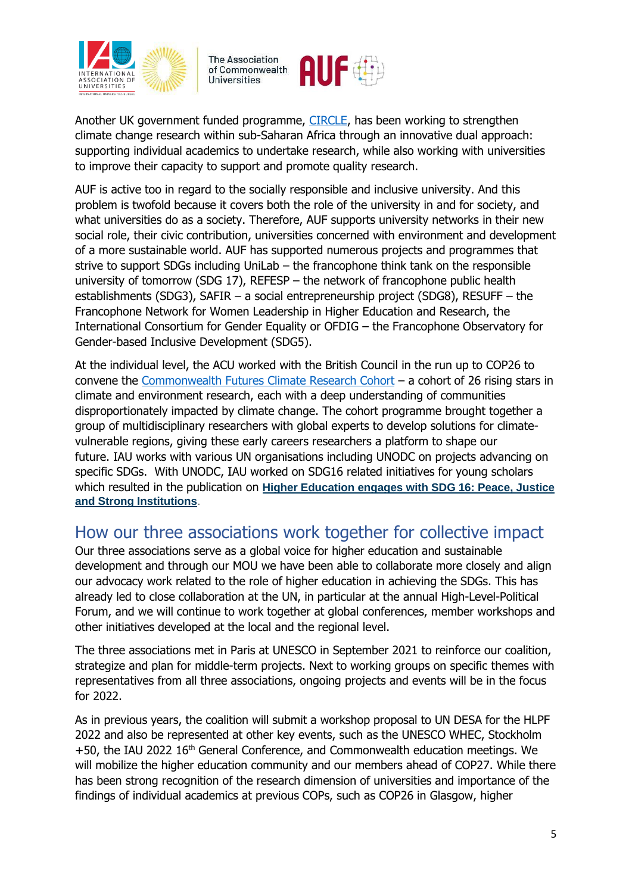Another UK government funded programme, CIRCLE, has been working to strengthen climate change research within sub-Saharan Africa through an innovative dual approach: supporting individual academics to undertake research, while also working with universities to improve their capacity to support and promote quality research.

AUF is active too in regard to the socially responsible and inclusive university. And this problem is twofold because it covers both the role of the university in and for society, and what universities do as a society. Therefore, AUF supports university networks in their new social role, their civic contribution, universities concerned with environment and development of a more sustainable world. AUF has supported numerous projects and programmes that strive to support SDGs including UniLab – the francophone think tank on the responsible university of tomorrow (SDG 17), REFESP – the network of francophone public health establishments (SDG3), SAFIR – a social entrepreneurship project (SDG8), RESUFF – the Francophone Network for Women Leadership in Higher Education and Research, the International Consortium for Gender Equality or OFDIG – the Francophone Observatory for Gender-based Inclusive Development (SDG5).

At the individual level, the ACU worked with the British Council in the run up to COP26 to convene the Commonwealth Futures Climate Research Cohort – a cohort of 26 rising stars in climate and environment research, each with a deep understanding of communities disproportionately impacted by climate change. The cohort programme brought together a group of multidisciplinary researchers with global experts to develop solutions for climate-vulnerable regions, giving these early careers researchers a platform to shape our future. IAU works with various UN organisations including UNODC on projects advancing on specific SDGs. With UNODC, IAU worked on SDG16 related initiatives for young scholars which resulted in the publication on **Higher Education engages with SDG 16: Peace, Justice and Strong Institutions**.

## How our three associations work together for collective impact

Our three associations serve as a global voice for higher education and sustainable development and through our MOU we have been able to collaborate more closely and align our advocacy work related to the role of higher education in achieving the SDGs. This has already led to close collaboration at the UN, in particular at the annual High-Level-Political Forum, and we will continue to work together at global conferences, member workshops and other initiatives developed at the local and the regional level.

The three associations met in Paris at UNESCO in September 2021 to reinforce our coalition, strategize and plan for middle-term projects. Next to working groups on specific themes with representatives from all three associations, ongoing projects and events will be in the focus for 2022.

As in previous years, the coalition will submit a workshop proposal to UN DESA for the HLPF 2022 and also be represented at other key events, such as the UNESCO WHEC, Stockholm +50, the IAU 2022 16th General Conference, and Commonwealth education meetings. We will mobilize the higher education community and our members ahead of COP27. While there has been strong recognition of the research dimension of universities and importance of the findings of individual academics at previous COPs, such as COP26 in Glasgow, higher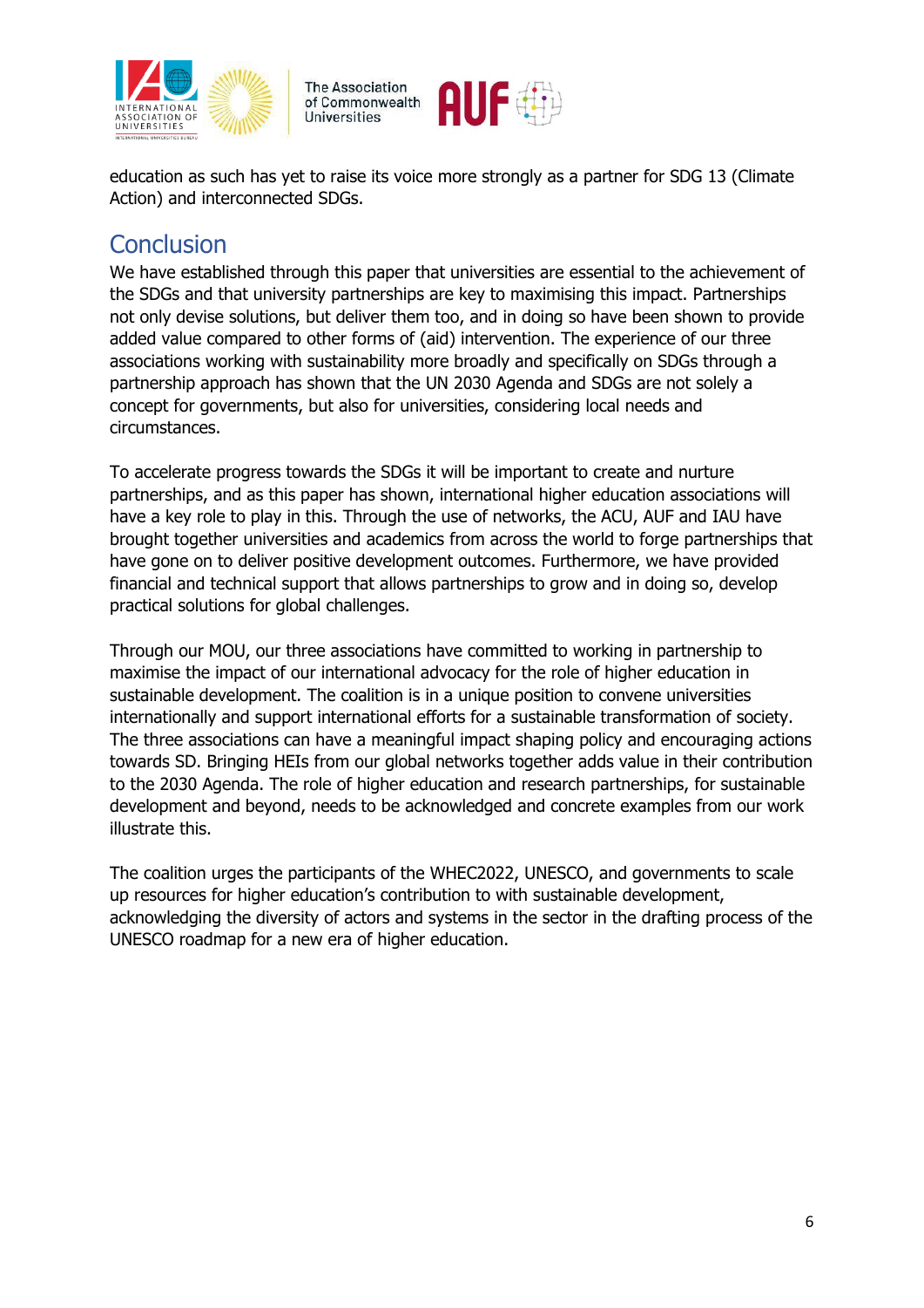education as such has yet to raise its voice more strongly as a partner for SDG 13 (Climate Action) and interconnected SDGs.

## Conclusion

We have established through this paper that universities are essential to the achievement of the SDGs and that university partnerships are key to maximising this impact. Partnerships not only devise solutions, but deliver them too, and in doing so have been shown to provide added value compared to other forms of (aid) intervention. The experience of our three associations working with sustainability more broadly and specifically on SDGs through a partnership approach has shown that the UN 2030 Agenda and SDGs are not solely a concept for governments, but also for universities, considering local needs and circumstances.

To accelerate progress towards the SDGs it will be important to create and nurture partnerships, and as this paper has shown, international higher education associations will have a key role to play in this. Through the use of networks, the ACU, AUF and IAU have brought together universities and academics from across the world to forge partnerships that have gone on to deliver positive development outcomes. Furthermore, we have provided financial and technical support that allows partnerships to grow and in doing so, develop practical solutions for global challenges.

Through our MOU, our three associations have committed to working in partnership to maximise the impact of our international advocacy for the role of higher education in sustainable development. The coalition is in a unique position to convene universities internationally and support international efforts for a sustainable transformation of society. The three associations can have a meaningful impact shaping policy and encouraging actions towards SD. Bringing HEIs from our global networks together adds value in their contribution to the 2030 Agenda. The role of higher education and research partnerships, for sustainable development and beyond, needs to be acknowledged and concrete examples from our work illustrate this.

The coalition urges the participants of the WHEC2022, UNESCO, and governments to scale up resources for higher education's contribution to with sustainable development, acknowledging the diversity of actors and systems in the sector in the drafting process of the UNESCO roadmap for a new era of higher education.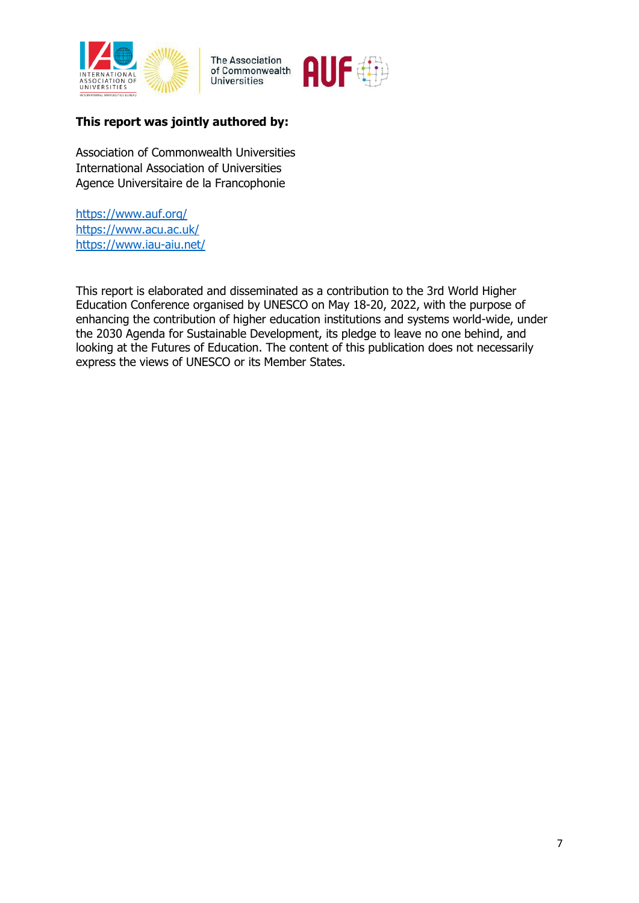**This report was jointly authored by:**

Association of Commonwealth Universities
International Association of Universities
Agence Universitaire de la Francophonie

https://www.auf.org/
https://www.acu.ac.uk/
https://www.iau-aiu.net/

This report is elaborated and disseminated as a contribution to the 3rd World Higher Education Conference organised by UNESCO on May 18-20, 2022, with the purpose of enhancing the contribution of higher education institutions and systems world-wide, under the 2030 Agenda for Sustainable Development, its pledge to leave no one behind, and looking at the Futures of Education. The content of this publication does not necessarily express the views of UNESCO or its Member States.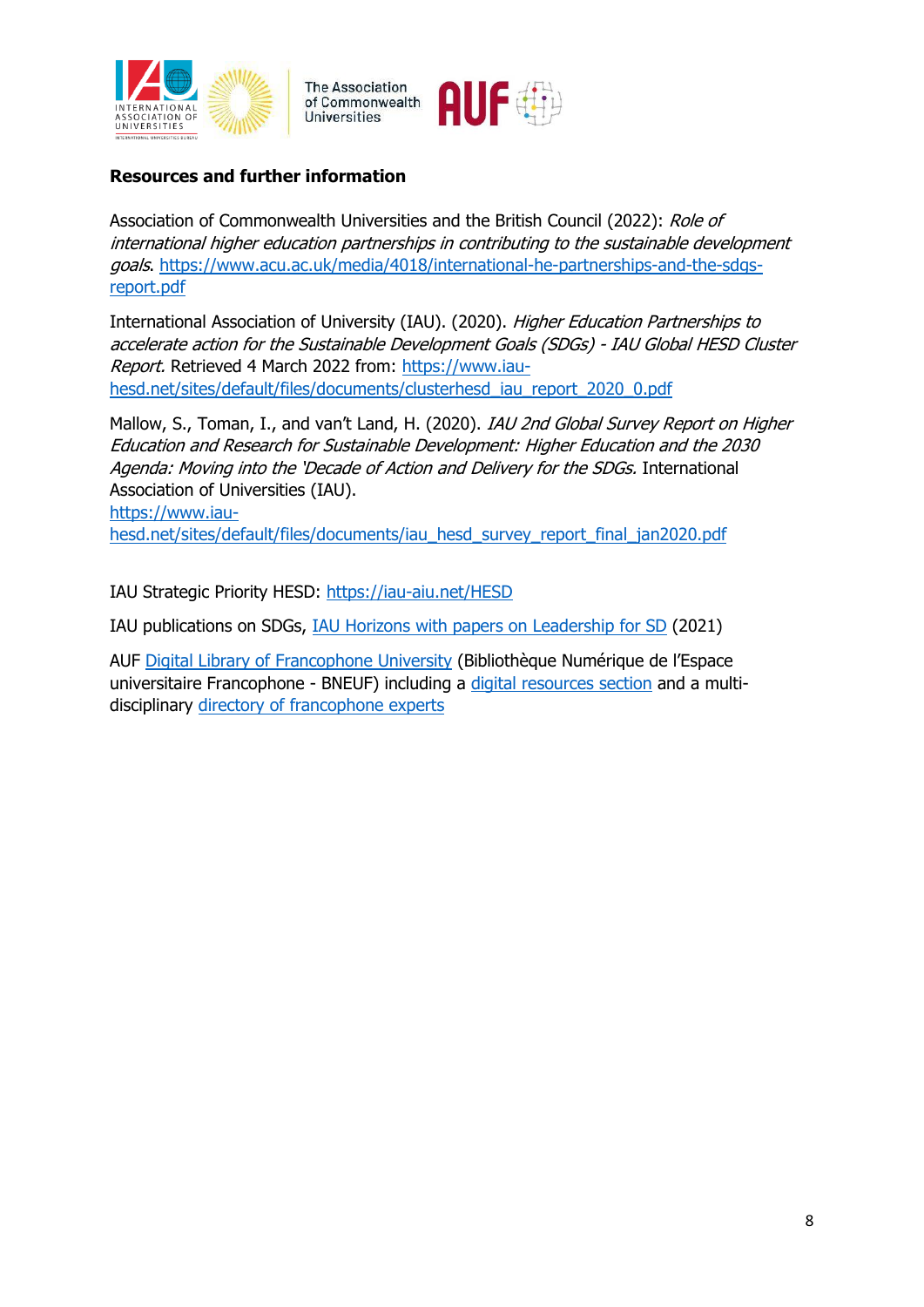**Resources and further information**

Association of Commonwealth Universities and the British Council (2022): *Role of international higher education partnerships in contributing to the sustainable development goals*. https://www.acu.ac.uk/media/4018/international-he-partnerships-and-the-sdgs-report.pdf

International Association of University (IAU). (2020). *Higher Education Partnerships to accelerate action for the Sustainable Development Goals (SDGs) - IAU Global HESD Cluster Report.* Retrieved 4 March 2022 from: https://www.iau-hesd.net/sites/default/files/documents/clusterhesd_iau_report_2020_0.pdf

Mallow, S., Toman, I., and van't Land, H. (2020). *IAU 2nd Global Survey Report on Higher Education and Research for Sustainable Development: Higher Education and the 2030 Agenda: Moving into the 'Decade of Action and Delivery for the SDGs.* International Association of Universities (IAU).
https://www.iau-hesd.net/sites/default/files/documents/iau_hesd_survey_report_final_jan2020.pdf

IAU Strategic Priority HESD: https://iau-aiu.net/HESD

IAU publications on SDGs, IAU Horizons with papers on Leadership for SD (2021)

AUF Digital Library of Francophone University (Bibliothèque Numérique de l'Espace universitaire Francophone - BNEUF) including a digital resources section and a multi-disciplinary directory of francophone experts